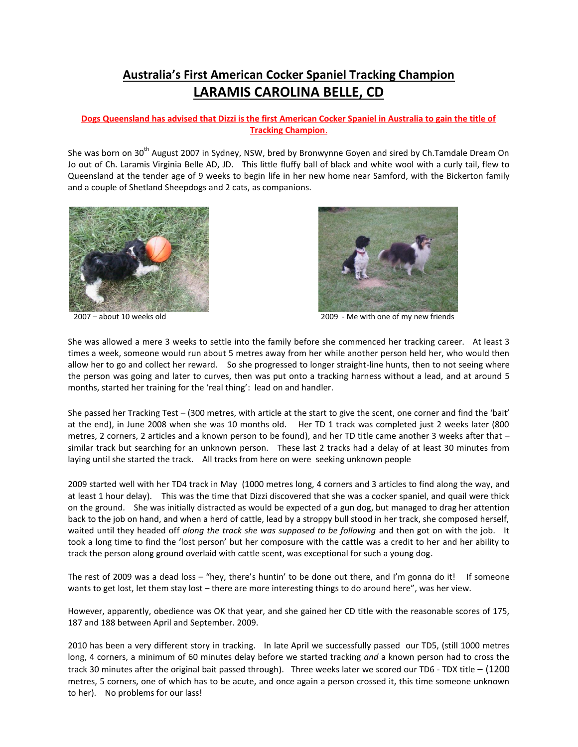# Australia's First American Cocker Spaniel Tracking Champion
# LARAMIS CAROLINA BELLE, CD

**Dogs Queensland has advised that Dizzi is the first American Cocker Spaniel in Australia to gain the title of Tracking Champion.**

She was born on 30th August 2007 in Sydney, NSW, bred by Bronwynne Goyen and sired by Ch.Tamdale Dream On Jo out of Ch. Laramis Virginia Belle AD, JD. This little fluffy ball of black and white wool with a curly tail, flew to Queensland at the tender age of 9 weeks to begin life in her new home near Samford, with the Bickerton family and a couple of Shetland Sheepdogs and 2 cats, as companions.

2007 – about 10 weeks old

2009 - Me with one of my new friends

She was allowed a mere 3 weeks to settle into the family before she commenced her tracking career. At least 3 times a week, someone would run about 5 metres away from her while another person held her, who would then allow her to go and collect her reward. So she progressed to longer straight-line hunts, then to not seeing where the person was going and later to curves, then was put onto a tracking harness without a lead, and at around 5 months, started her training for the 'real thing': lead on and handler.

She passed her Tracking Test – (300 metres, with article at the start to give the scent, one corner and find the 'bait' at the end), in June 2008 when she was 10 months old. Her TD 1 track was completed just 2 weeks later (800 metres, 2 corners, 2 articles and a known person to be found), and her TD title came another 3 weeks after that – similar track but searching for an unknown person. These last 2 tracks had a delay of at least 30 minutes from laying until she started the track. All tracks from here on were seeking unknown people

2009 started well with her TD4 track in May (1000 metres long, 4 corners and 3 articles to find along the way, and at least 1 hour delay). This was the time that Dizzi discovered that she was a cocker spaniel, and quail were thick on the ground. She was initially distracted as would be expected of a gun dog, but managed to drag her attention back to the job on hand, and when a herd of cattle, lead by a stroppy bull stood in her track, she composed herself, waited until they headed off *along the track she was supposed to be following* and then got on with the job. It took a long time to find the 'lost person' but her composure with the cattle was a credit to her and her ability to track the person along ground overlaid with cattle scent, was exceptional for such a young dog.

The rest of 2009 was a dead loss – "hey, there's huntin' to be done out there, and I'm gonna do it! If someone wants to get lost, let them stay lost – there are more interesting things to do around here", was her view.

However, apparently, obedience was OK that year, and she gained her CD title with the reasonable scores of 175, 187 and 188 between April and September. 2009.

2010 has been a very different story in tracking. In late April we successfully passed our TD5, (still 1000 metres long, 4 corners, a minimum of 60 minutes delay before we started tracking *and* a known person had to cross the track 30 minutes after the original bait passed through). Three weeks later we scored our TD6 - TDX title – (1200 metres, 5 corners, one of which has to be acute, and once again a person crossed it, this time someone unknown to her). No problems for our lass!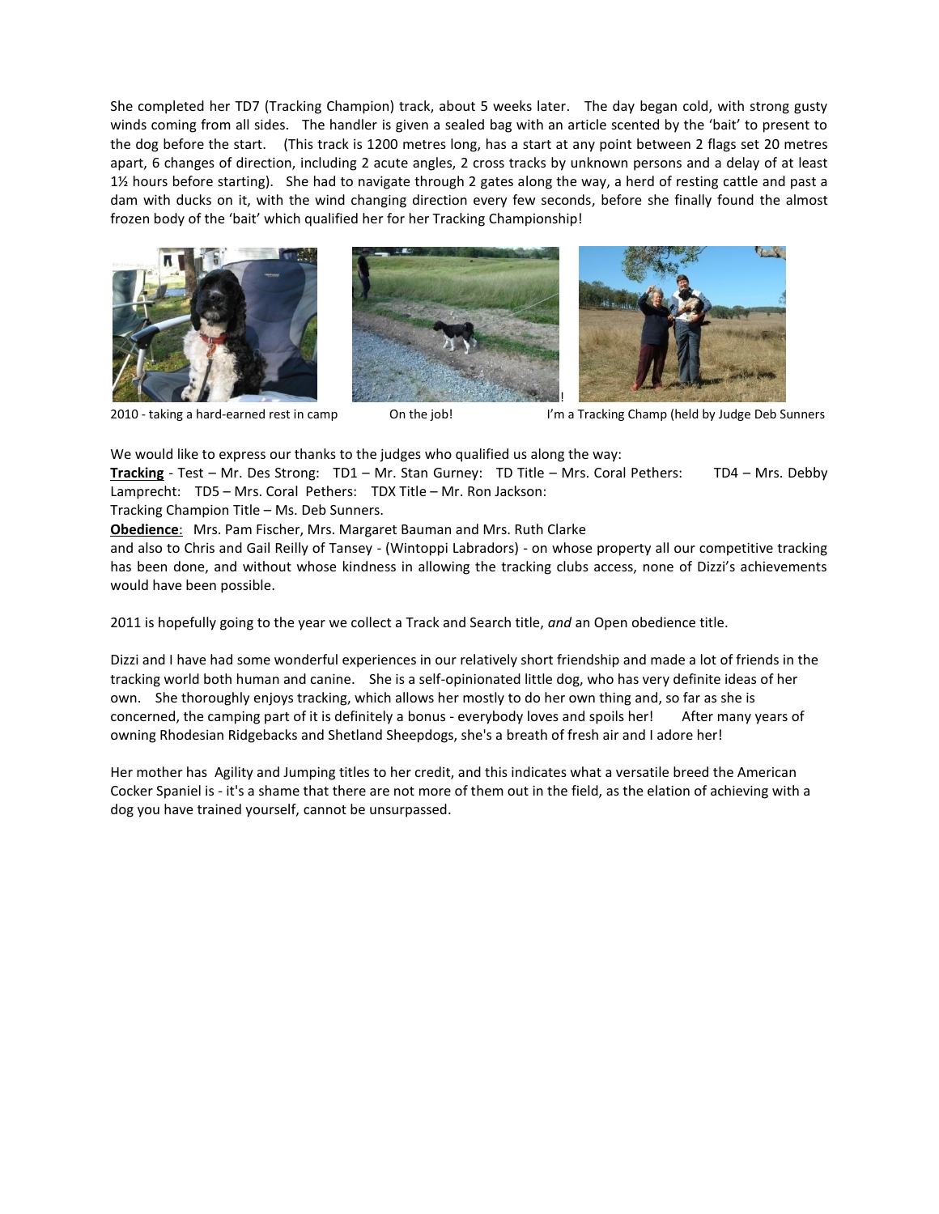She completed her TD7 (Tracking Champion) track, about 5 weeks later. The day began cold, with strong gusty winds coming from all sides. The handler is given a sealed bag with an article scented by the 'bait' to present to the dog before the start. (This track is 1200 metres long, has a start at any point between 2 flags set 20 metres apart, 6 changes of direction, including 2 acute angles, 2 cross tracks by unknown persons and a delay of at least 1½ hours before starting). She had to navigate through 2 gates along the way, a herd of resting cattle and past a dam with ducks on it, with the wind changing direction every few seconds, before she finally found the almost frozen body of the 'bait' which qualified her for her Tracking Championship!

2010 - taking a hard-earned rest in camp

On the job!

I'm a Tracking Champ (held by Judge Deb Sunners

We would like to express our thanks to the judges who qualified us along the way:

**Tracking** - Test – Mr. Des Strong: TD1 – Mr. Stan Gurney: TD Title – Mrs. Coral Pethers: TD4 – Mrs. Debby Lamprecht: TD5 – Mrs. Coral Pethers: TDX Title – Mr. Ron Jackson:

Tracking Champion Title – Ms. Deb Sunners.

**Obedience**: Mrs. Pam Fischer, Mrs. Margaret Bauman and Mrs. Ruth Clarke

and also to Chris and Gail Reilly of Tansey - (Wintoppi Labradors) - on whose property all our competitive tracking has been done, and without whose kindness in allowing the tracking clubs access, none of Dizzi's achievements would have been possible.

2011 is hopefully going to the year we collect a Track and Search title, *and* an Open obedience title.

Dizzi and I have had some wonderful experiences in our relatively short friendship and made a lot of friends in the tracking world both human and canine. She is a self-opinionated little dog, who has very definite ideas of her own. She thoroughly enjoys tracking, which allows her mostly to do her own thing and, so far as she is concerned, the camping part of it is definitely a bonus - everybody loves and spoils her! After many years of owning Rhodesian Ridgebacks and Shetland Sheepdogs, she's a breath of fresh air and I adore her!

Her mother has Agility and Jumping titles to her credit, and this indicates what a versatile breed the American Cocker Spaniel is - it's a shame that there are not more of them out in the field, as the elation of achieving with a dog you have trained yourself, cannot be unsurpassed.